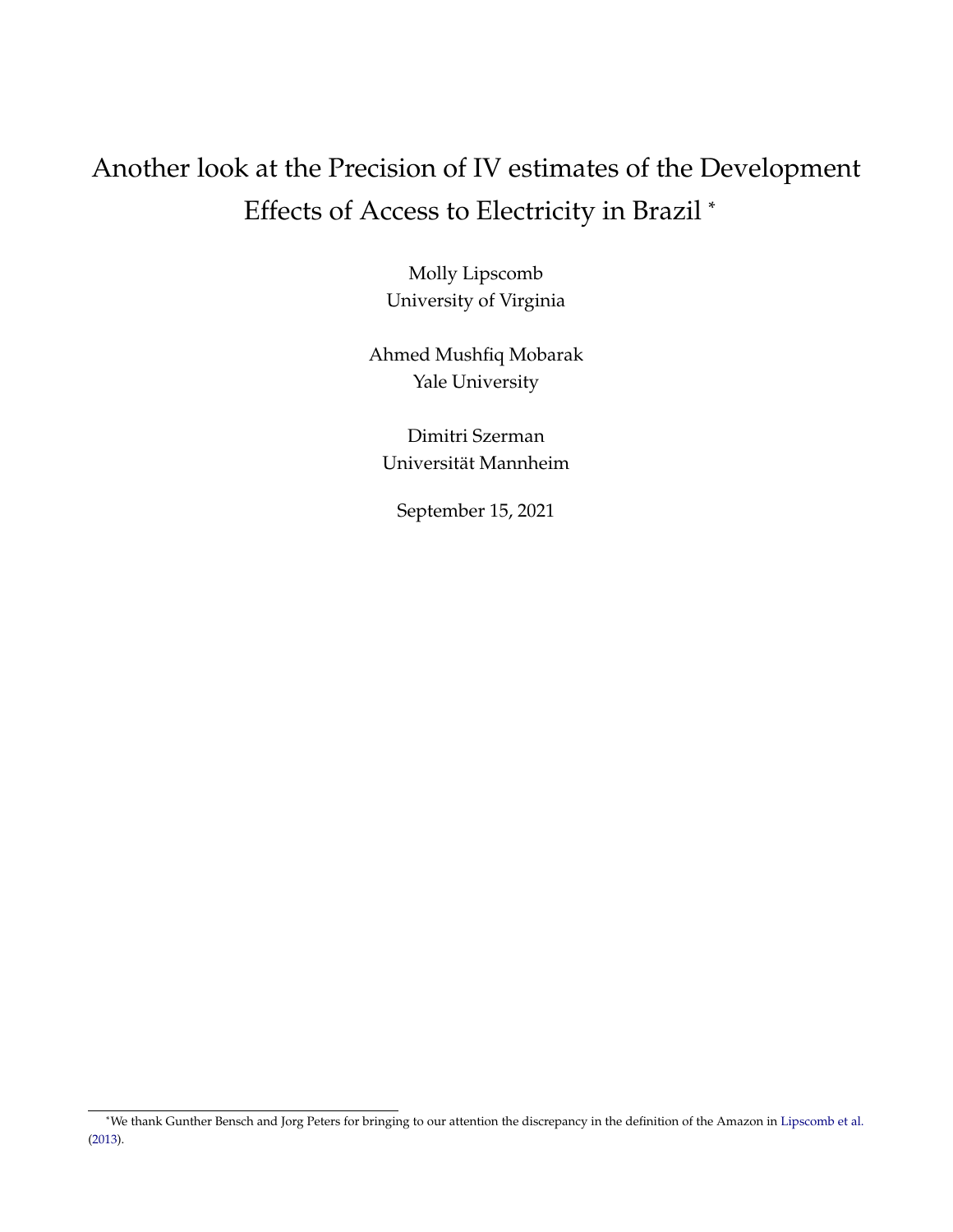# Another look at the Precision of IV estimates of the Development Effects of Access to Electricity in Brazil *

Molly Lipscomb
University of Virginia

Ahmed Mushfiq Mobarak
Yale University

Dimitri Szerman
Universität Mannheim

September 15, 2021

*We thank Gunther Bensch and Jorg Peters for bringing to our attention the discrepancy in the definition of the Amazon in Lipscomb et al. (2013).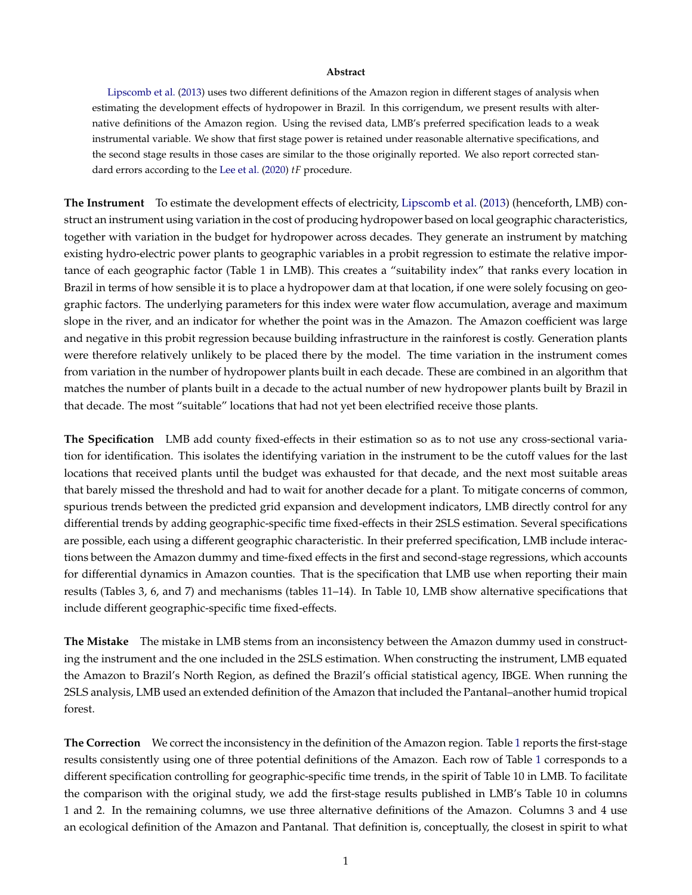**Abstract**

Lipscomb et al. (2013) uses two different definitions of the Amazon region in different stages of analysis when estimating the development effects of hydropower in Brazil. In this corrigendum, we present results with alternative definitions of the Amazon region. Using the revised data, LMB's preferred specification leads to a weak instrumental variable. We show that first stage power is retained under reasonable alternative specifications, and the second stage results in those cases are similar to the those originally reported. We also report corrected standard errors according to the Lee et al. (2020) $tF$ procedure.

**The Instrument** To estimate the development effects of electricity, Lipscomb et al. (2013) (henceforth, LMB) construct an instrument using variation in the cost of producing hydropower based on local geographic characteristics, together with variation in the budget for hydropower across decades. They generate an instrument by matching existing hydro-electric power plants to geographic variables in a probit regression to estimate the relative importance of each geographic factor (Table 1 in LMB). This creates a "suitability index" that ranks every location in Brazil in terms of how sensible it is to place a hydropower dam at that location, if one were solely focusing on geographic factors. The underlying parameters for this index were water flow accumulation, average and maximum slope in the river, and an indicator for whether the point was in the Amazon. The Amazon coefficient was large and negative in this probit regression because building infrastructure in the rainforest is costly. Generation plants were therefore relatively unlikely to be placed there by the model. The time variation in the instrument comes from variation in the number of hydropower plants built in each decade. These are combined in an algorithm that matches the number of plants built in a decade to the actual number of new hydropower plants built by Brazil in that decade. The most "suitable" locations that had not yet been electrified receive those plants.

**The Specification** LMB add county fixed-effects in their estimation so as to not use any cross-sectional variation for identification. This isolates the identifying variation in the instrument to be the cutoff values for the last locations that received plants until the budget was exhausted for that decade, and the next most suitable areas that barely missed the threshold and had to wait for another decade for a plant. To mitigate concerns of common, spurious trends between the predicted grid expansion and development indicators, LMB directly control for any differential trends by adding geographic-specific time fixed-effects in their 2SLS estimation. Several specifications are possible, each using a different geographic characteristic. In their preferred specification, LMB include interactions between the Amazon dummy and time-fixed effects in the first and second-stage regressions, which accounts for differential dynamics in Amazon counties. That is the specification that LMB use when reporting their main results (Tables 3, 6, and 7) and mechanisms (tables 11–14). In Table 10, LMB show alternative specifications that include different geographic-specific time fixed-effects.

**The Mistake** The mistake in LMB stems from an inconsistency between the Amazon dummy used in constructing the instrument and the one included in the 2SLS estimation. When constructing the instrument, LMB equated the Amazon to Brazil's North Region, as defined the Brazil's official statistical agency, IBGE. When running the 2SLS analysis, LMB used an extended definition of the Amazon that included the Pantanal–another humid tropical forest.

**The Correction** We correct the inconsistency in the definition of the Amazon region. Table 1 reports the first-stage results consistently using one of three potential definitions of the Amazon. Each row of Table 1 corresponds to a different specification controlling for geographic-specific time trends, in the spirit of Table 10 in LMB. To facilitate the comparison with the original study, we add the first-stage results published in LMB's Table 10 in columns 1 and 2. In the remaining columns, we use three alternative definitions of the Amazon. Columns 3 and 4 use an ecological definition of the Amazon and Pantanal. That definition is, conceptually, the closest in spirit to what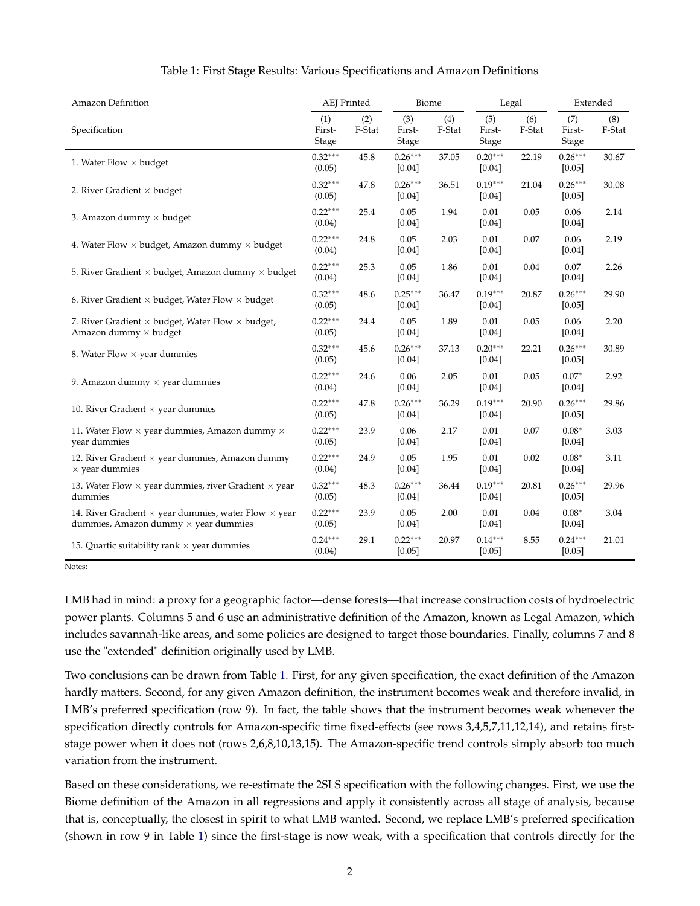Table 1: First Stage Results: Various Specifications and Amazon Definitions

| Amazon Definition | AEJ Printed | | Biome | | Legal | | Extended | |
|---|---|---|---|---|---|---|---|---|
| Specification | (1) First-Stage | (2) F-Stat | (3) First-Stage | (4) F-Stat | (5) First-Stage | (6) F-Stat | (7) First-Stage | (8) F-Stat |
| 1. Water Flow × budget | $0.32^{***}$ (0.05) | 45.8 | $0.26^{***}$ [0.04] | 37.05 | $0.20^{***}$ [0.04] | 22.19 | $0.26^{***}$ [0.05] | 30.67 |
| 2. River Gradient × budget | $0.32^{***}$ (0.05) | 47.8 | $0.26^{***}$ [0.04] | 36.51 | $0.19^{***}$ [0.04] | 21.04 | $0.26^{***}$ [0.05] | 30.08 |
| 3. Amazon dummy × budget | $0.22^{***}$ (0.04) | 25.4 | 0.05 [0.04] | 1.94 | 0.01 [0.04] | 0.05 | 0.06 [0.04] | 2.14 |
| 4. Water Flow × budget, Amazon dummy × budget | $0.22^{***}$ (0.04) | 24.8 | 0.05 [0.04] | 2.03 | 0.01 [0.04] | 0.07 | 0.06 [0.04] | 2.19 |
| 5. River Gradient × budget, Amazon dummy × budget | $0.22^{***}$ (0.04) | 25.3 | 0.05 [0.04] | 1.86 | 0.01 [0.04] | 0.04 | 0.07 [0.04] | 2.26 |
| 6. River Gradient × budget, Water Flow × budget | $0.32^{***}$ (0.05) | 48.6 | $0.25^{***}$ [0.04] | 36.47 | $0.19^{***}$ [0.04] | 20.87 | $0.26^{***}$ [0.05] | 29.90 |
| 7. River Gradient × budget, Water Flow × budget, Amazon dummy × budget | $0.22^{***}$ (0.05) | 24.4 | 0.05 [0.04] | 1.89 | 0.01 [0.04] | 0.05 | 0.06 [0.04] | 2.20 |
| 8. Water Flow × year dummies | $0.32^{***}$ (0.05) | 45.6 | $0.26^{***}$ [0.04] | 37.13 | $0.20^{***}$ [0.04] | 22.21 | $0.26^{***}$ [0.05] | 30.89 |
| 9. Amazon dummy × year dummies | $0.22^{***}$ (0.04) | 24.6 | 0.06 [0.04] | 2.05 | 0.01 [0.04] | 0.05 | $0.07^{*}$ [0.04] | 2.92 |
| 10. River Gradient × year dummies | $0.22^{***}$ (0.05) | 47.8 | $0.26^{***}$ [0.04] | 36.29 | $0.19^{***}$ [0.04] | 20.90 | $0.26^{***}$ [0.05] | 29.86 |
| 11. Water Flow × year dummies, Amazon dummy × year dummies | $0.22^{***}$ (0.05) | 23.9 | 0.06 [0.04] | 2.17 | 0.01 [0.04] | 0.07 | $0.08^{*}$ [0.04] | 3.03 |
| 12. River Gradient × year dummies, Amazon dummy × year dummies | $0.22^{***}$ (0.04) | 24.9 | 0.05 [0.04] | 1.95 | 0.01 [0.04] | 0.02 | $0.08^{*}$ [0.04] | 3.11 |
| 13. Water Flow × year dummies, river Gradient × year dummies | $0.32^{***}$ (0.05) | 48.3 | $0.26^{***}$ [0.04] | 36.44 | $0.19^{***}$ [0.04] | 20.81 | $0.26^{***}$ [0.05] | 29.96 |
| 14. River Gradient × year dummies, water Flow × year dummies, Amazon dummy × year dummies | $0.22^{***}$ (0.05) | 23.9 | 0.05 [0.04] | 2.00 | 0.01 [0.04] | 0.04 | $0.08^{*}$ [0.04] | 3.04 |
| 15. Quartic suitability rank × year dummies | $0.24^{***}$ (0.04) | 29.1 | $0.22^{***}$ [0.05] | 20.97 | $0.14^{***}$ [0.05] | 8.55 | $0.24^{***}$ [0.05] | 21.01 |

Notes:

LMB had in mind: a proxy for a geographic factor—dense forests—that increase construction costs of hydroelectric power plants. Columns 5 and 6 use an administrative definition of the Amazon, known as Legal Amazon, which includes savannah-like areas, and some policies are designed to target those boundaries. Finally, columns 7 and 8 use the "extended" definition originally used by LMB.

Two conclusions can be drawn from Table 1. First, for any given specification, the exact definition of the Amazon hardly matters. Second, for any given Amazon definition, the instrument becomes weak and therefore invalid, in LMB's preferred specification (row 9). In fact, the table shows that the instrument becomes weak whenever the specification directly controls for Amazon-specific time fixed-effects (see rows 3,4,5,7,11,12,14), and retains first-stage power when it does not (rows 2,6,8,10,13,15). The Amazon-specific trend controls simply absorb too much variation from the instrument.

Based on these considerations, we re-estimate the 2SLS specification with the following changes. First, we use the Biome definition of the Amazon in all regressions and apply it consistently across all stage of analysis, because that is, conceptually, the closest in spirit to what LMB wanted. Second, we replace LMB's preferred specification (shown in row 9 in Table 1) since the first-stage is now weak, with a specification that controls directly for the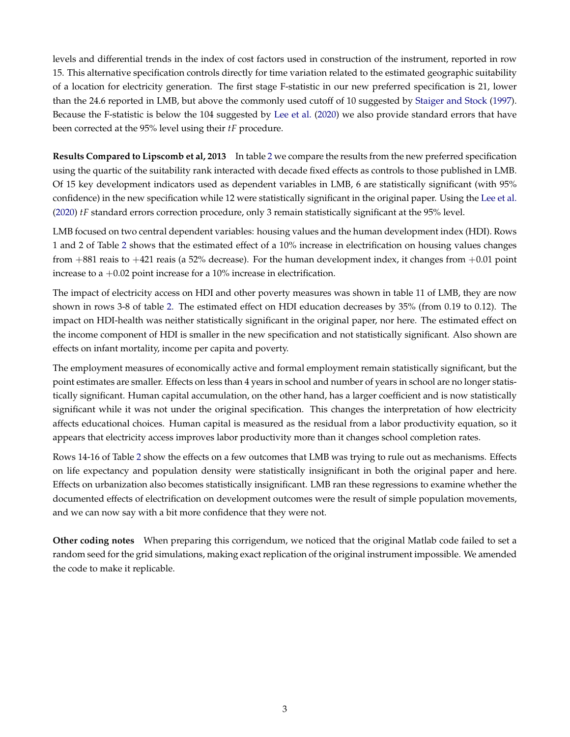levels and differential trends in the index of cost factors used in construction of the instrument, reported in row 15. This alternative specification controls directly for time variation related to the estimated geographic suitability of a location for electricity generation. The first stage F-statistic in our new preferred specification is 21, lower than the 24.6 reported in LMB, but above the commonly used cutoff of 10 suggested by Staiger and Stock (1997). Because the F-statistic is below the 104 suggested by Lee et al. (2020) we also provide standard errors that have been corrected at the 95% level using their *tF* procedure.

**Results Compared to Lipscomb et al, 2013** In table 2 we compare the results from the new preferred specification using the quartic of the suitability rank interacted with decade fixed effects as controls to those published in LMB. Of 15 key development indicators used as dependent variables in LMB, 6 are statistically significant (with 95% confidence) in the new specification while 12 were statistically significant in the original paper. Using the Lee et al. (2020) *tF* standard errors correction procedure, only 3 remain statistically significant at the 95% level.

LMB focused on two central dependent variables: housing values and the human development index (HDI). Rows 1 and 2 of Table 2 shows that the estimated effect of a 10% increase in electrification on housing values changes from $+881$ reais to $+421$ reais (a 52% decrease). For the human development index, it changes from $+0.01$ point increase to a $+0.02$ point increase for a 10% increase in electrification.

The impact of electricity access on HDI and other poverty measures was shown in table 11 of LMB, they are now shown in rows 3-8 of table 2. The estimated effect on HDI education decreases by 35% (from 0.19 to 0.12). The impact on HDI-health was neither statistically significant in the original paper, nor here. The estimated effect on the income component of HDI is smaller in the new specification and not statistically significant. Also shown are effects on infant mortality, income per capita and poverty.

The employment measures of economically active and formal employment remain statistically significant, but the point estimates are smaller. Effects on less than 4 years in school and number of years in school are no longer statistically significant. Human capital accumulation, on the other hand, has a larger coefficient and is now statistically significant while it was not under the original specification. This changes the interpretation of how electricity affects educational choices. Human capital is measured as the residual from a labor productivity equation, so it appears that electricity access improves labor productivity more than it changes school completion rates.

Rows 14-16 of Table 2 show the effects on a few outcomes that LMB was trying to rule out as mechanisms. Effects on life expectancy and population density were statistically insignificant in both the original paper and here. Effects on urbanization also becomes statistically insignificant. LMB ran these regressions to examine whether the documented effects of electrification on development outcomes were the result of simple population movements, and we can now say with a bit more confidence that they were not.

**Other coding notes** When preparing this corrigendum, we noticed that the original Matlab code failed to set a random seed for the grid simulations, making exact replication of the original instrument impossible. We amended the code to make it replicable.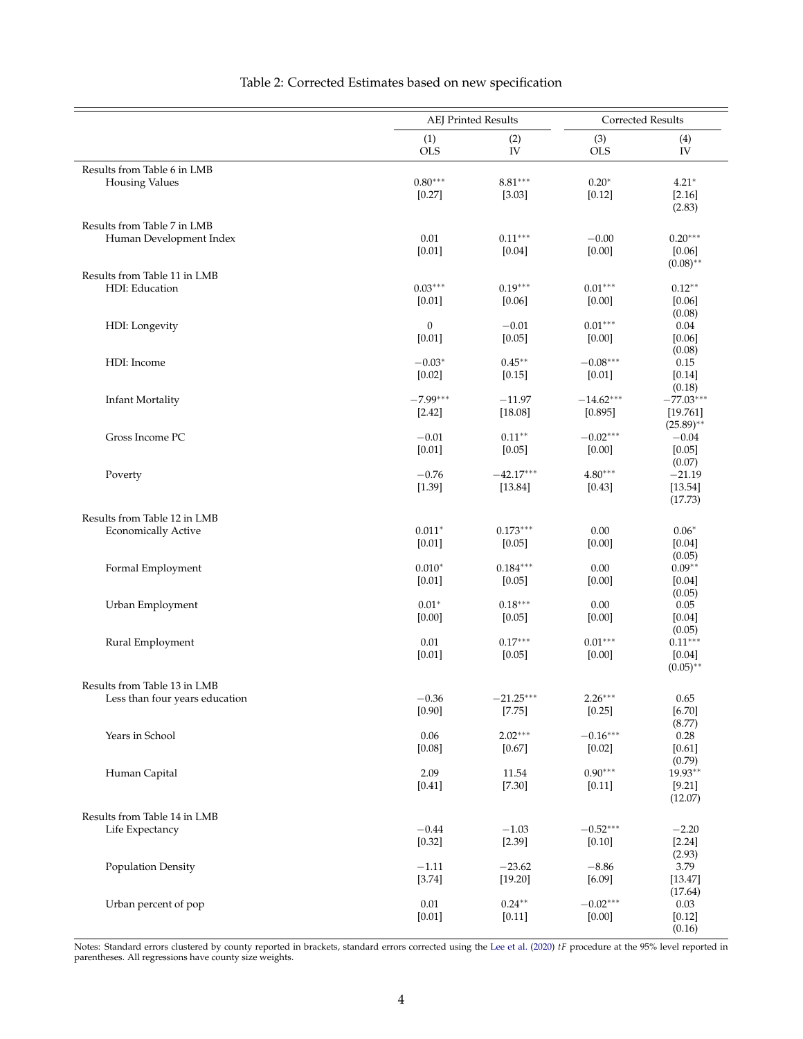Table 2: Corrected Estimates based on new specification

| | AEJ Printed Results | | Corrected Results | |
|---|---|---|---|---|
| | (1) OLS | (2) IV | (3) OLS | (4) IV |
| Results from Table 6 in LMB | | | | |
| Housing Values | $0.80^{***}$ | $8.81^{***}$ | $0.20^{*}$ | $4.21^{*}$ |
| | [0.27] | [3.03] | [0.12] | [2.16] |
| | | | | (2.83) |
| Results from Table 7 in LMB | | | | |
| Human Development Index | 0.01 | $0.11^{***}$ | $-0.00$ | $0.20^{***}$ |
| | [0.01] | [0.04] | [0.00] | [0.06] |
| | | | | $(0.08)^{**}$ |
| Results from Table 11 in LMB | | | | |
| HDI: Education | $0.03^{***}$ | $0.19^{***}$ | $0.01^{***}$ | $0.12^{**}$ |
| | [0.01] | [0.06] | [0.00] | [0.06] |
| | | | | (0.08) |
| HDI: Longevity | 0 | $-0.01$ | $0.01^{***}$ | 0.04 |
| | [0.01] | [0.05] | [0.00] | [0.06] |
| | | | | (0.08) |
| HDI: Income | $-0.03^{*}$ | $0.45^{**}$ | $-0.08^{***}$ | 0.15 |
| | [0.02] | [0.15] | [0.01] | [0.14] |
| | | | | (0.18) |
| Infant Mortality | $-7.99^{***}$ | $-11.97$ | $-14.62^{***}$ | $-77.03^{***}$ |
| | [2.42] | [18.08] | [0.895] | [19.761] |
| | | | | $(25.89)^{**}$ |
| Gross Income PC | $-0.01$ | $0.11^{**}$ | $-0.02^{***}$ | $-0.04$ |
| | [0.01] | [0.05] | [0.00] | [0.05] |
| | | | | (0.07) |
| Poverty | $-0.76$ | $-42.17^{***}$ | $4.80^{***}$ | $-21.19$ |
| | [1.39] | [13.84] | [0.43] | [13.54] |
| | | | | (17.73) |
| Results from Table 12 in LMB | | | | |
| Economically Active | $0.011^{*}$ | $0.173^{***}$ | 0.00 | $0.06^{*}$ |
| | [0.01] | [0.05] | [0.00] | [0.04] |
| | | | | (0.05) |
| Formal Employment | $0.010^{*}$ | $0.184^{***}$ | 0.00 | $0.09^{**}$ |
| | [0.01] | [0.05] | [0.00] | [0.04] |
| | | | | (0.05) |
| Urban Employment | $0.01^{*}$ | $0.18^{***}$ | 0.00 | 0.05 |
| | [0.00] | [0.05] | [0.00] | [0.04] |
| | | | | (0.05) |
| Rural Employment | 0.01 | $0.17^{***}$ | $0.01^{***}$ | $0.11^{***}$ |
| | [0.01] | [0.05] | [0.00] | [0.04] |
| | | | | $(0.05)^{**}$ |
| Results from Table 13 in LMB | | | | |
| Less than four years education | $-0.36$ | $-21.25^{***}$ | $2.26^{***}$ | 0.65 |
| | [0.90] | [7.75] | [0.25] | [6.70] |
| | | | | (8.77) |
| Years in School | 0.06 | $2.02^{***}$ | $-0.16^{***}$ | 0.28 |
| | [0.08] | [0.67] | [0.02] | [0.61] |
| | | | | (0.79) |
| Human Capital | 2.09 | 11.54 | $0.90^{***}$ | $19.93^{**}$ |
| | [0.41] | [7.30] | [0.11] | [9.21] |
| | | | | (12.07) |
| Results from Table 14 in LMB | | | | |
| Life Expectancy | $-0.44$ | $-1.03$ | $-0.52^{***}$ | $-2.20$ |
| | [0.32] | [2.39] | [0.10] | [2.24] |
| | | | | (2.93) |
| Population Density | $-1.11$ | $-23.62$ | $-8.86$ | 3.79 |
| | [3.74] | [19.20] | [6.09] | [13.47] |
| | | | | (17.64) |
| Urban percent of pop | 0.01 | $0.24^{**}$ | $-0.02^{***}$ | 0.03 |
| | [0.01] | [0.11] | [0.00] | [0.12] |
| | | | | (0.16) |

Notes: Standard errors clustered by county reported in brackets, standard errors corrected using the Lee et al. (2020) *tF* procedure at the 95% level reported in parentheses. All regressions have county size weights.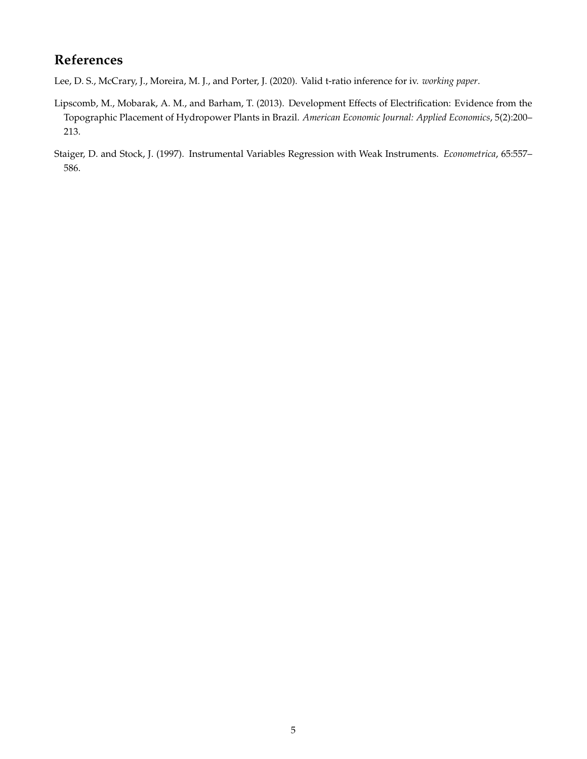## References

Lee, D. S., McCrary, J., Moreira, M. J., and Porter, J. (2020). Valid t-ratio inference for iv. *working paper*.

Lipscomb, M., Mobarak, A. M., and Barham, T. (2013). Development Effects of Electrification: Evidence from the Topographic Placement of Hydropower Plants in Brazil. *American Economic Journal: Applied Economics*, 5(2):200–213.

Staiger, D. and Stock, J. (1997). Instrumental Variables Regression with Weak Instruments. *Econometrica*, 65:557–586.